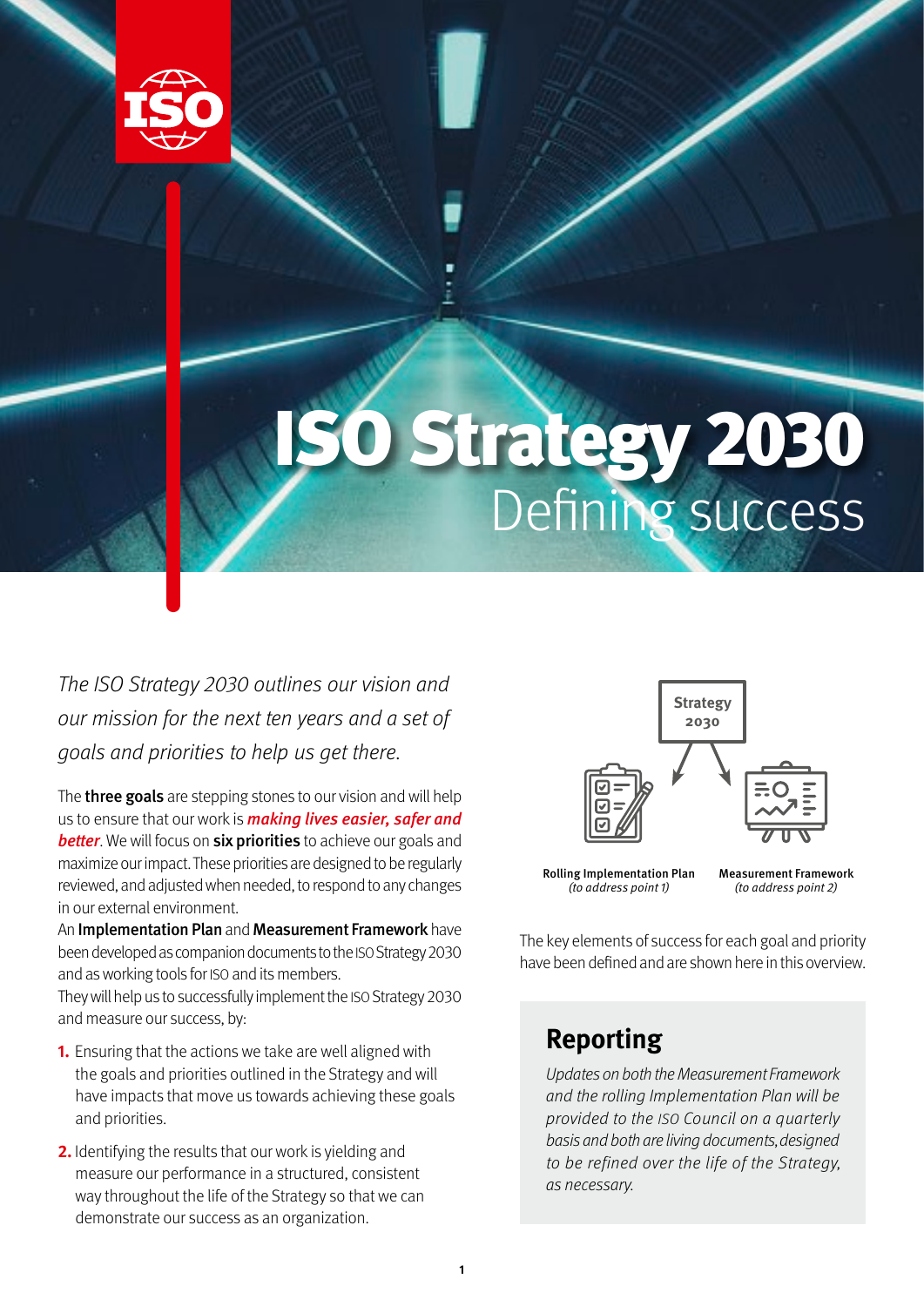# ISO Strategy 2030

## Defining success

*The ISO Strategy 2030 outlines our vision and our mission for the next ten years and a set of goals and priorities to help us get there.*

The **three goals** are stepping stones to our vision and will help us to ensure that our work is ***making lives easier, safer and better***. We will focus on **six priorities** to achieve our goals and maximize our impact. These priorities are designed to be regularly reviewed, and adjusted when needed, to respond to any changes in our external environment.

An **Implementation Plan** and **Measurement Framework** have been developed as companion documents to the ISO Strategy 2030 and as working tools for ISO and its members.

They will help us to successfully implement the ISO Strategy 2030 and measure our success, by:

1. Ensuring that the actions we take are well aligned with the goals and priorities outlined in the Strategy and will have impacts that move us towards achieving these goals and priorities.
2. Identifying the results that our work is yielding and measure our performance in a structured, consistent way throughout the life of the Strategy so that we can demonstrate our success as an organization.

Strategy 2030

**Rolling Implementation Plan**
*(to address point 1)*

**Measurement Framework**
*(to address point 2)*

The key elements of success for each goal and priority have been defined and are shown here in this overview.

## Reporting

*Updates on both the Measurement Framework and the rolling Implementation Plan will be provided to the ISO Council on a quarterly basis and both are living documents, designed to be refined over the life of the Strategy, as necessary.*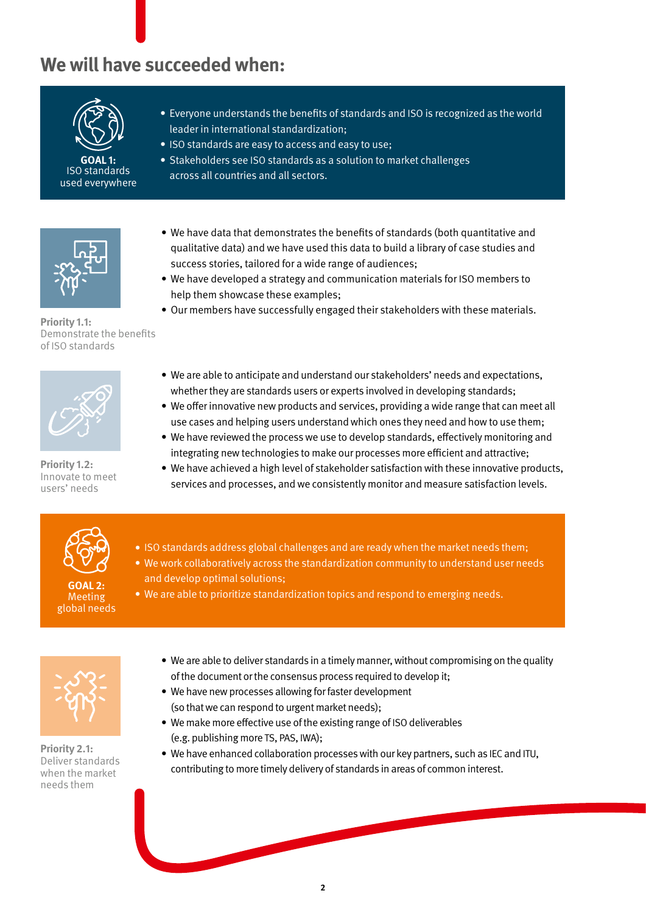## We will have succeeded when:

**GOAL 1:** ISO standards used everywhere

- Everyone understands the benefits of standards and ISO is recognized as the world leader in international standardization;
- ISO standards are easy to access and easy to use;
- Stakeholders see ISO standards as a solution to market challenges across all countries and all sectors.

**Priority 1.1:** Demonstrate the benefits of ISO standards

- We have data that demonstrates the benefits of standards (both quantitative and qualitative data) and we have used this data to build a library of case studies and success stories, tailored for a wide range of audiences;
- We have developed a strategy and communication materials for ISO members to help them showcase these examples;
- Our members have successfully engaged their stakeholders with these materials.

**Priority 1.2:** Innovate to meet users' needs

- We are able to anticipate and understand our stakeholders' needs and expectations, whether they are standards users or experts involved in developing standards;
- We offer innovative new products and services, providing a wide range that can meet all use cases and helping users understand which ones they need and how to use them;
- We have reviewed the process we use to develop standards, effectively monitoring and integrating new technologies to make our processes more efficient and attractive;
- We have achieved a high level of stakeholder satisfaction with these innovative products, services and processes, and we consistently monitor and measure satisfaction levels.

**GOAL 2:** Meeting global needs

- ISO standards address global challenges and are ready when the market needs them;
- We work collaboratively across the standardization community to understand user needs and develop optimal solutions;
- We are able to prioritize standardization topics and respond to emerging needs.

**Priority 2.1:** Deliver standards when the market needs them

- We are able to deliver standards in a timely manner, without compromising on the quality of the document or the consensus process required to develop it;
- We have new processes allowing for faster development (so that we can respond to urgent market needs);
- We make more effective use of the existing range of ISO deliverables (e.g. publishing more TS, PAS, IWA);
- We have enhanced collaboration processes with our key partners, such as IEC and ITU, contributing to more timely delivery of standards in areas of common interest.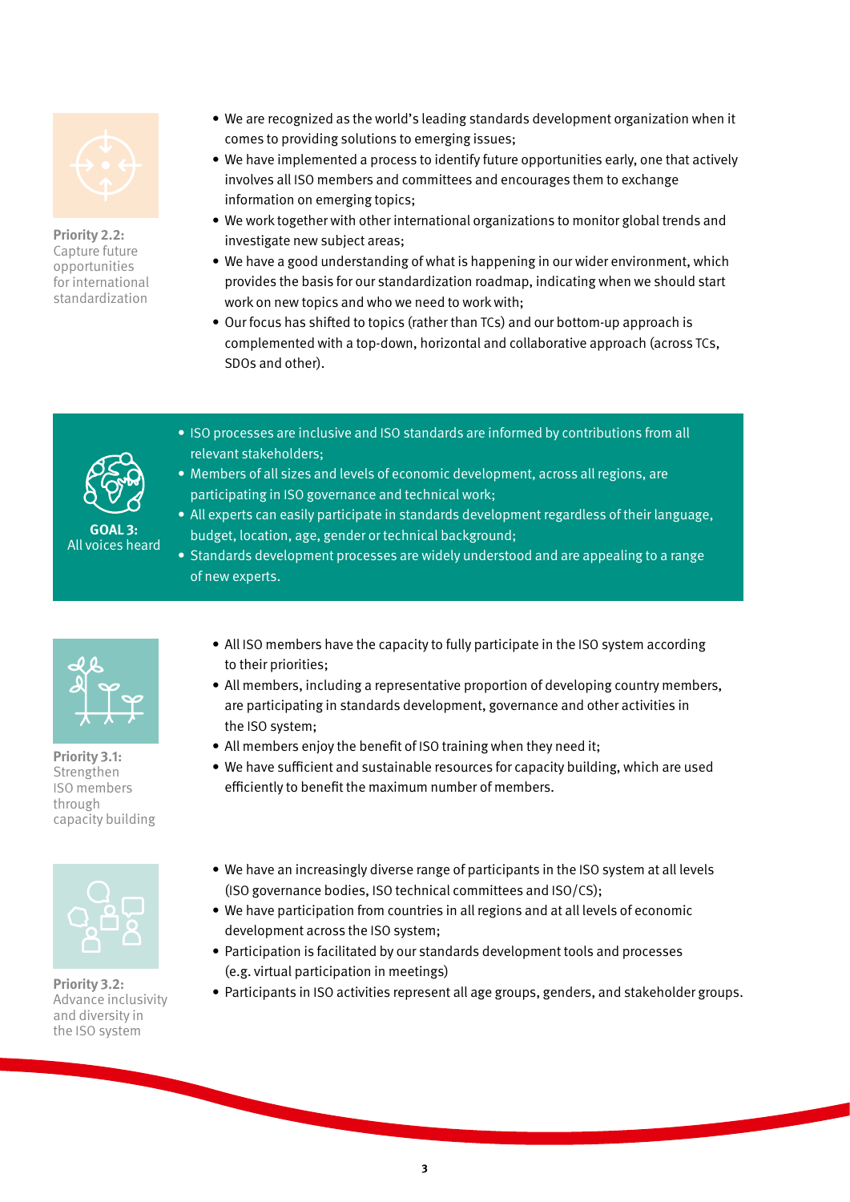**Priority 2.2:** Capture future opportunities for international standardization

- We are recognized as the world's leading standards development organization when it comes to providing solutions to emerging issues;
- We have implemented a process to identify future opportunities early, one that actively involves all ISO members and committees and encourages them to exchange information on emerging topics;
- We work together with other international organizations to monitor global trends and investigate new subject areas;
- We have a good understanding of what is happening in our wider environment, which provides the basis for our standardization roadmap, indicating when we should start work on new topics and who we need to work with;
- Our focus has shifted to topics (rather than TCs) and our bottom-up approach is complemented with a top-down, horizontal and collaborative approach (across TCs, SDOs and other).

**GOAL 3:** All voices heard

- ISO processes are inclusive and ISO standards are informed by contributions from all relevant stakeholders;
- Members of all sizes and levels of economic development, across all regions, are participating in ISO governance and technical work;
- All experts can easily participate in standards development regardless of their language, budget, location, age, gender or technical background;
- Standards development processes are widely understood and are appealing to a range of new experts.

**Priority 3.1:** Strengthen ISO members through capacity building

- All ISO members have the capacity to fully participate in the ISO system according to their priorities;
- All members, including a representative proportion of developing country members, are participating in standards development, governance and other activities in the ISO system;
- All members enjoy the benefit of ISO training when they need it;
- We have sufficient and sustainable resources for capacity building, which are used efficiently to benefit the maximum number of members.

**Priority 3.2:** Advance inclusivity and diversity in the ISO system

- We have an increasingly diverse range of participants in the ISO system at all levels (ISO governance bodies, ISO technical committees and ISO/CS);
- We have participation from countries in all regions and at all levels of economic development across the ISO system;
- Participation is facilitated by our standards development tools and processes (e.g. virtual participation in meetings)
- Participants in ISO activities represent all age groups, genders, and stakeholder groups.